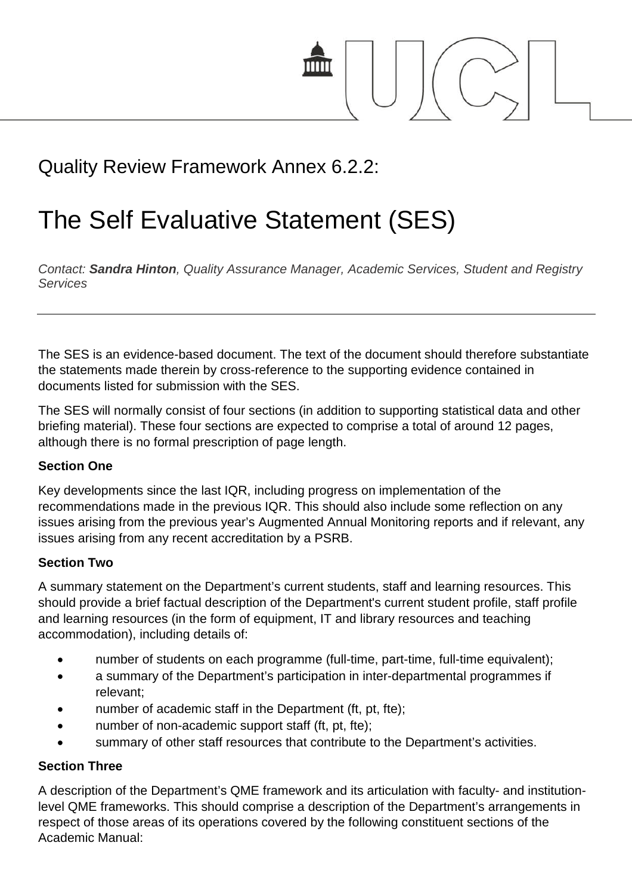# Quality Review Framework Annex 6.2.2:

# The Self Evaluative Statement (SES)

*Contact: **Sandra Hinton**, Quality Assurance Manager, Academic Services, Student and Registry Services*

---

The SES is an evidence-based document. The text of the document should therefore substantiate the statements made therein by cross-reference to the supporting evidence contained in documents listed for submission with the SES.

The SES will normally consist of four sections (in addition to supporting statistical data and other briefing material). These four sections are expected to comprise a total of around 12 pages, although there is no formal prescription of page length.

**Section One**

Key developments since the last IQR, including progress on implementation of the recommendations made in the previous IQR. This should also include some reflection on any issues arising from the previous year's Augmented Annual Monitoring reports and if relevant, any issues arising from any recent accreditation by a PSRB.

**Section Two**

A summary statement on the Department's current students, staff and learning resources. This should provide a brief factual description of the Department's current student profile, staff profile and learning resources (in the form of equipment, IT and library resources and teaching accommodation), including details of:

- number of students on each programme (full-time, part-time, full-time equivalent);
- a summary of the Department's participation in inter-departmental programmes if relevant;
- number of academic staff in the Department (ft, pt, fte);
- number of non-academic support staff (ft, pt, fte);
- summary of other staff resources that contribute to the Department's activities.

**Section Three**

A description of the Department's QME framework and its articulation with faculty- and institution-level QME frameworks. This should comprise a description of the Department's arrangements in respect of those areas of its operations covered by the following constituent sections of the Academic Manual: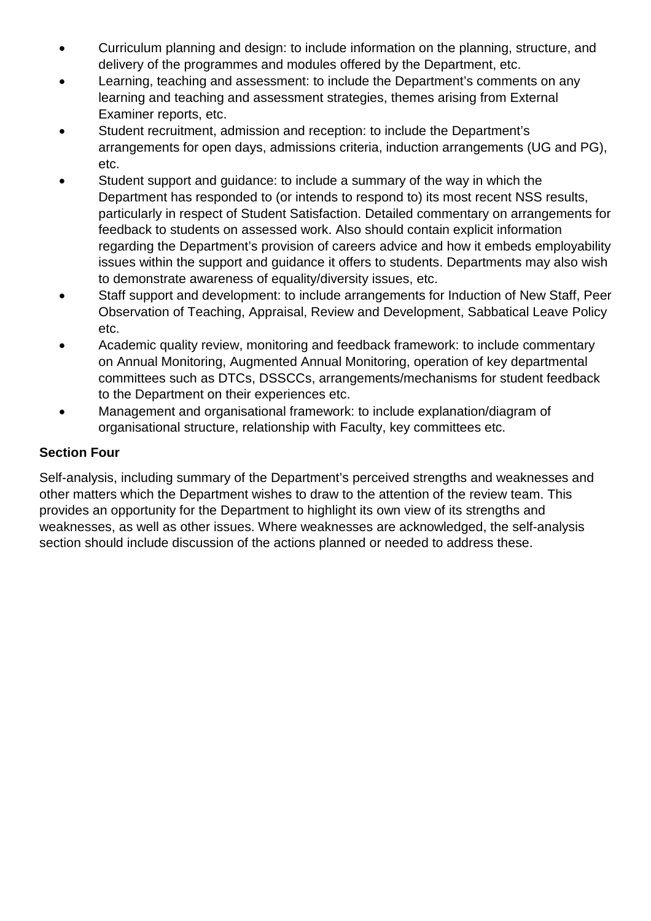- Curriculum planning and design: to include information on the planning, structure, and delivery of the programmes and modules offered by the Department, etc.
- Learning, teaching and assessment: to include the Department's comments on any learning and teaching and assessment strategies, themes arising from External Examiner reports, etc.
- Student recruitment, admission and reception: to include the Department's arrangements for open days, admissions criteria, induction arrangements (UG and PG), etc.
- Student support and guidance: to include a summary of the way in which the Department has responded to (or intends to respond to) its most recent NSS results, particularly in respect of Student Satisfaction. Detailed commentary on arrangements for feedback to students on assessed work. Also should contain explicit information regarding the Department's provision of careers advice and how it embeds employability issues within the support and guidance it offers to students. Departments may also wish to demonstrate awareness of equality/diversity issues, etc.
- Staff support and development: to include arrangements for Induction of New Staff, Peer Observation of Teaching, Appraisal, Review and Development, Sabbatical Leave Policy etc.
- Academic quality review, monitoring and feedback framework: to include commentary on Annual Monitoring, Augmented Annual Monitoring, operation of key departmental committees such as DTCs, DSSCCs, arrangements/mechanisms for student feedback to the Department on their experiences etc.
- Management and organisational framework: to include explanation/diagram of organisational structure, relationship with Faculty, key committees etc.

**Section Four**

Self-analysis, including summary of the Department's perceived strengths and weaknesses and other matters which the Department wishes to draw to the attention of the review team. This provides an opportunity for the Department to highlight its own view of its strengths and weaknesses, as well as other issues. Where weaknesses are acknowledged, the self-analysis section should include discussion of the actions planned or needed to address these.